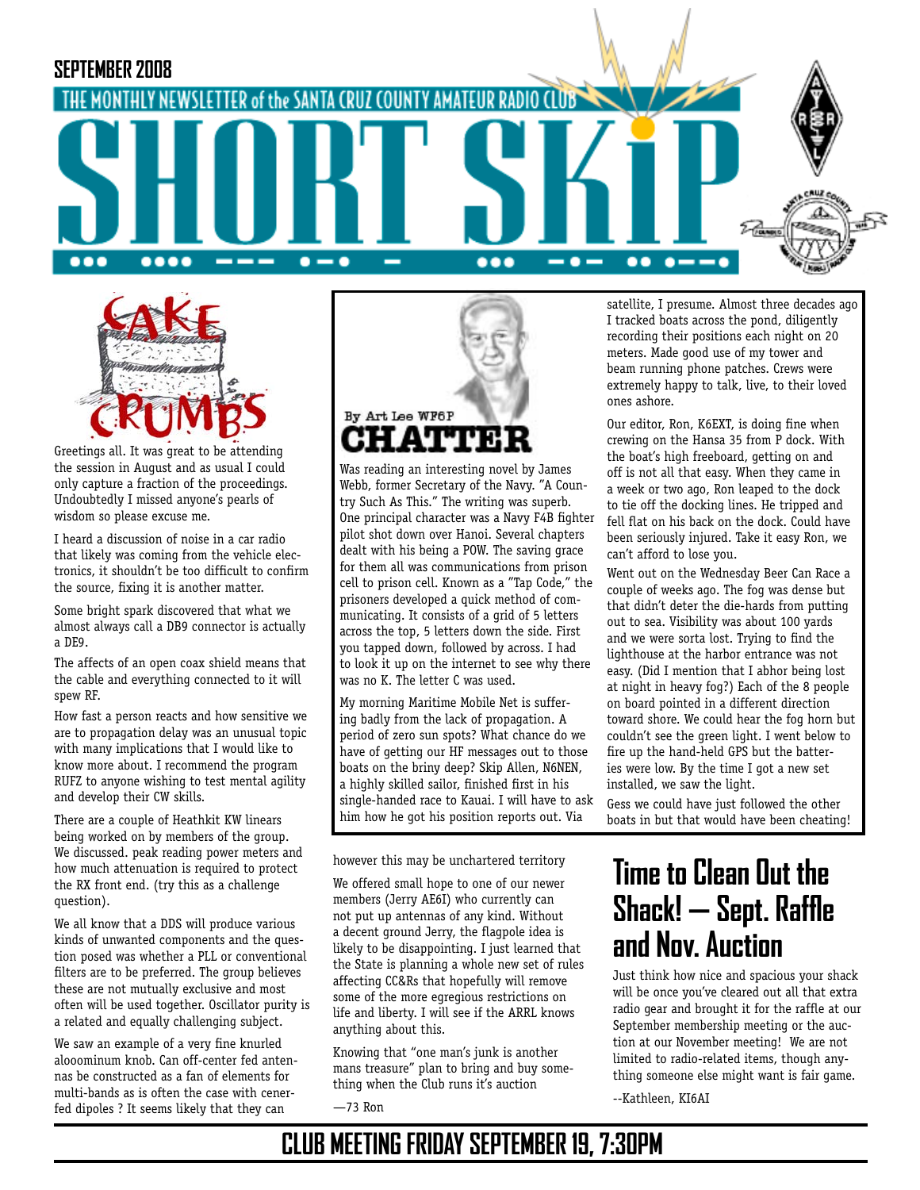SEPTEMBER 2008

THE MONTHLY NEWSLETTER of the SANTA CRUZ COUNTY AMATEUR RADIO CLUB

# SHORT SKIP

## CAKE CRUMBS

Greetings all. It was great to be attending the session in August and as usual I could only capture a fraction of the proceedings. Undoubtedly I missed anyone's pearls of wisdom so please excuse me.

I heard a discussion of noise in a car radio that likely was coming from the vehicle electronics, it shouldn't be too difficult to confirm the source, fixing it is another matter.

Some bright spark discovered that what we almost always call a DB9 connector is actually a DE9.

The affects of an open coax shield means that the cable and everything connected to it will spew RF.

How fast a person reacts and how sensitive we are to propagation delay was an unusual topic with many implications that I would like to know more about. I recommend the program RUFZ to anyone wishing to test mental agility and develop their CW skills.

There are a couple of Heathkit KW linears being worked on by members of the group. We discussed. peak reading power meters and how much attenuation is required to protect the RX front end. (try this as a challenge question).

We all know that a DDS will produce various kinds of unwanted components and the question posed was whether a PLL or conventional filters are to be preferred. The group believes these are not mutually exclusive and most often will be used together. Oscillator purity is a related and equally challenging subject.

We saw an example of a very fine knurled alooominum knob. Can off-center fed antennas be constructed as a fan of elements for multi-bands as is often the case with cener-fed dipoles ? It seems likely that they can however this may be unchartered territory

We offered small hope to one of our newer members (Jerry AE6I) who currently can not put up antennas of any kind. Without a decent ground Jerry, the flagpole idea is likely to be disappointing. I just learned that the State is planning a whole new set of rules affecting CC&Rs that hopefully will remove some of the more egregious restrictions on life and liberty. I will see if the ARRL knows anything about this.

Knowing that "one man's junk is another mans treasure" plan to bring and buy something when the Club runs it's auction

—73 Ron

## CHATTER

By Art Lee WF6P

Was reading an interesting novel by James Webb, former Secretary of the Navy. "A Country Such As This." The writing was superb. One principal character was a Navy F4B fighter pilot shot down over Hanoi. Several chapters dealt with his being a POW. The saving grace for them all was communications from prison cell to prison cell. Known as a "Tap Code," the prisoners developed a quick method of communicating. It consists of a grid of 5 letters across the top, 5 letters down the side. First you tapped down, followed by across. I had to look it up on the internet to see why there was no K. The letter C was used.

My morning Maritime Mobile Net is suffering badly from the lack of propagation. A period of zero sun spots? What chance do we have of getting our HF messages out to those boats on the briny deep? Skip Allen, N6NEN, a highly skilled sailor, finished first in his single-handed race to Kauai. I will have to ask him how he got his position reports out. Via satellite, I presume. Almost three decades ago I tracked boats across the pond, diligently recording their positions each night on 20 meters. Made good use of my tower and beam running phone patches. Crews were extremely happy to talk, live, to their loved ones ashore.

Our editor, Ron, K6EXT, is doing fine when crewing on the Hansa 35 from P dock. With the boat's high freeboard, getting on and off is not all that easy. When they came in a week or two ago, Ron leaped to the dock to tie off the docking lines. He tripped and fell flat on his back on the dock. Could have been seriously injured. Take it easy Ron, we can't afford to lose you.

Went out on the Wednesday Beer Can Race a couple of weeks ago. The fog was dense but that didn't deter the die-hards from putting out to sea. Visibility was about 100 yards and we were sorta lost. Trying to find the lighthouse at the harbor entrance was not easy. (Did I mention that I abhor being lost at night in heavy fog?) Each of the 8 people on board pointed in a different direction toward shore. We could hear the fog horn but couldn't see the green light. I went below to fire up the hand-held GPS but the batteries were low. By the time I got a new set installed, we saw the light.

Gess we could have just followed the other boats in but that would have been cheating!

## Time to Clean Out the Shack! — Sept. Raffle and Nov. Auction

Just think how nice and spacious your shack will be once you've cleared out all that extra radio gear and brought it for the raffle at our September membership meeting or the auction at our November meeting! We are not limited to radio-related items, though anything someone else might want is fair game.

--Kathleen, KI6AI

**CLUB MEETING FRIDAY SEPTEMBER 19, 7:30PM**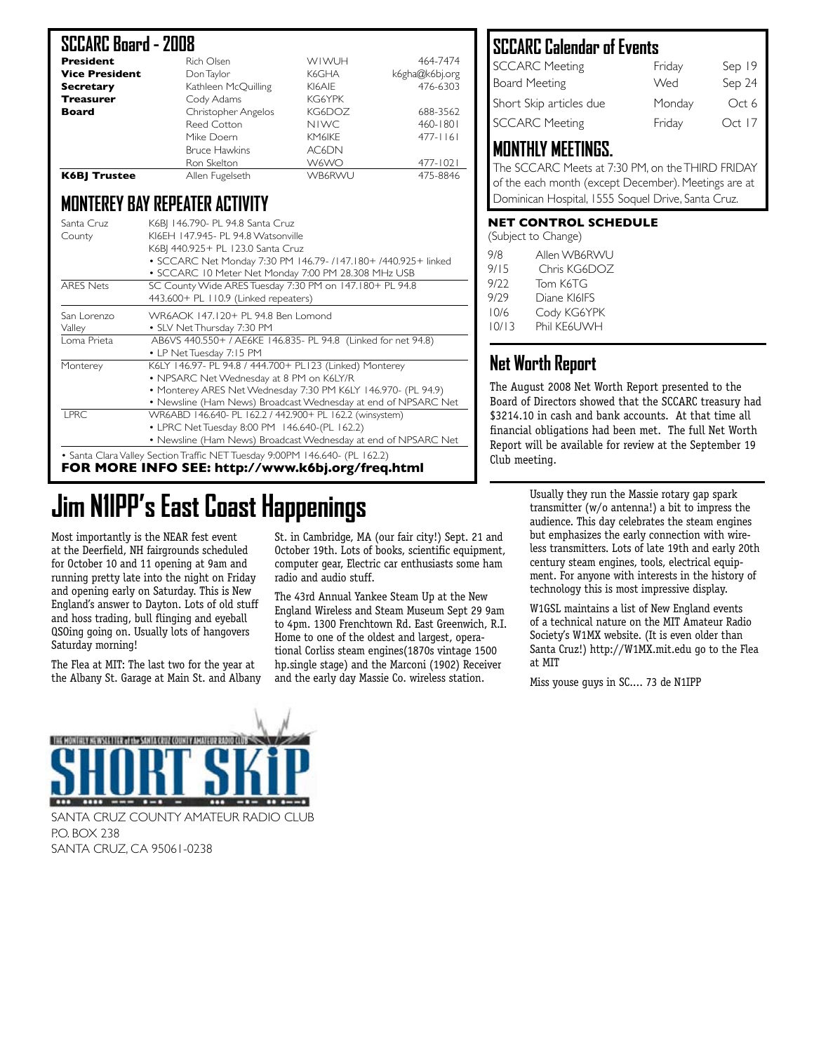## SCCARC Board - 2008

| | | | |
|---|---|---|---|
| **President** | Rich Olsen | W1WUH | 464-7474 |
| **Vice President** | Don Taylor | K6GHA | k6gha@k6bj.org |
| **Secretary** | Kathleen McQuilling | KI6AIE | 476-6303 |
| **Treasurer** | Cody Adams | KG6YPK | |
| **Board** | Christopher Angelos | KG6DOZ | 688-3562 |
| | Reed Cotton | N1WC | 460-1801 |
| | Mike Doern | KM6IKE | 477-1161 |
| | Bruce Hawkins | AC6DN | |
| | Ron Skelton | W6WO | 477-1021 |
| **K6BJ Trustee** | Allen Fugelseth | WB6RWU | 475-8846 |

## MONTEREY BAY REPEATER ACTIVITY

| | |
|---|---|
| Santa Cruz County | K6BJ 146.790- PL 94.8 Santa Cruz<br>KI6EH 147.945- PL 94.8 Watsonville<br>K6BJ 440.925+ PL 123.0 Santa Cruz<br>• SCCARC Net Monday 7:30 PM 146.79- /147.180+ /440.925+ linked<br>• SCCARC 10 Meter Net Monday 7:00 PM 28.308 MHz USB |
| ARES Nets | SC County Wide ARES Tuesday 7:30 PM on 147.180+ PL 94.8<br>443.600+ PL 110.9 (Linked repeaters) |
| San Lorenzo Valley | WR6AOK 147.120+ PL 94.8 Ben Lomond<br>• SLV Net Thursday 7:30 PM |
| Loma Prieta | AB6VS 440.550+ / AE6KE 146.835- PL 94.8 (Linked for net 94.8)<br>• LP Net Tuesday 7:15 PM |
| Monterey | K6LY 146.97- PL 94.8 / 444.700+ PL123 (Linked) Monterey<br>• NPSARC Net Wednesday at 8 PM on K6LY/R<br>• Monterey ARES Net Wednesday 7:30 PM K6LY 146.970- (PL 94.9)<br>• Newsline (Ham News) Broadcast Wednesday at end of NPSARC Net |
| LPRC | WR6ABD 146.640- PL 162.2 / 442.900+ PL 162.2 (winsystem)<br>• LPRC Net Tuesday 8:00 PM 146.640-(PL 162.2)<br>• Newsline (Ham News) Broadcast Wednesday at end of NPSARC Net |

• Santa Clara Valley Section Traffic NET Tuesday 9:00PM 146.640- (PL 162.2)

**FOR MORE INFO SEE: http://www.k6bj.org/freq.html**

## SCCARC Calendar of Events

| | | |
|---|---|---|
| SCCARC Meeting | Friday | Sep 19 |
| Board Meeting | Wed | Sep 24 |
| Short Skip articles due | Monday | Oct 6 |
| SCCARC Meeting | Friday | Oct 17 |

## MONTHLY MEETINGS.

The SCCARC Meets at 7:30 PM, on the THIRD FRIDAY of the each month (except December). Meetings are at Dominican Hospital, 1555 Soquel Drive, Santa Cruz.

### NET CONTROL SCHEDULE

(Subject to Change)

| | |
|---|---|
| 9/8 | Allen WB6RWU |
| 9/15 | Chris KG6DOZ |
| 9/22 | Tom K6TG |
| 9/29 | Diane KI6IFS |
| 10/6 | Cody KG6YPK |
| 10/13 | Phil KE6UWH |

## Net Worth Report

The August 2008 Net Worth Report presented to the Board of Directors showed that the SCCARC treasury had $3214.10 in cash and bank accounts. At that time all financial obligations had been met. The full Net Worth Report will be available for review at the September 19 Club meeting.

# Jim N1IPP's East Coast Happenings

Most importantly is the NEAR fest event at the Deerfield, NH fairgrounds scheduled for October 10 and 11 opening at 9am and running pretty late into the night on Friday and opening early on Saturday. This is New England's answer to Dayton. Lots of old stuff and hoss trading, bull flinging and eyeball QSOing going on. Usually lots of hangovers Saturday morning!

The Flea at MIT: The last two for the year at the Albany St. Garage at Main St. and Albany St. in Cambridge, MA (our fair city!) Sept. 21 and October 19th. Lots of books, scientific equipment, computer gear, Electric car enthusiasts some ham radio and audio stuff.

The 43rd Annual Yankee Steam Up at the New England Wireless and Steam Museum Sept 29 9am to 4pm. 1300 Frenchtown Rd. East Greenwich, R.I. Home to one of the oldest and largest, operational Corliss steam engines(1870s vintage 1500 hp.single stage) and the Marconi (1902) Receiver and the early day Massie Co. wireless station.

Usually they run the Massie rotary gap spark transmitter (w/o antenna!) a bit to impress the audience. This day celebrates the steam engines but emphasizes the early connection with wireless transmitters. Lots of late 19th and early 20th century steam engines, tools, electrical equipment. For anyone with interests in the history of technology this is most impressive display.

W1GSL maintains a list of New England events of a technical nature on the MIT Amateur Radio Society's W1MX website. (It is even older than Santa Cruz!) http://W1MX.mit.edu go to the Flea at MIT

Miss youse guys in SC.... 73 de N1IPP

THE MONTHLY NEWSLETTER of the SANTA CRUZ COUNTY AMATEUR RADIO CLUB

SHORT SKIP

SANTA CRUZ COUNTY AMATEUR RADIO CLUB
P.O. BOX 238
SANTA CRUZ, CA 95061-0238